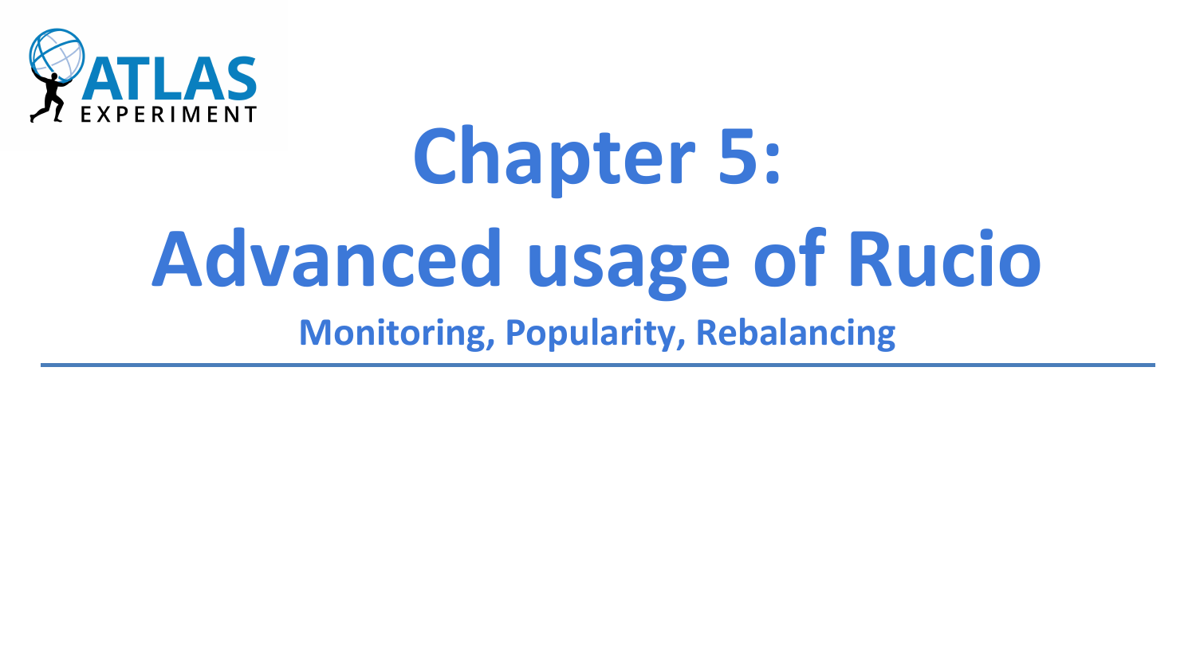# Chapter 5:
# Advanced usage of Rucio

**Monitoring, Popularity, Rebalancing**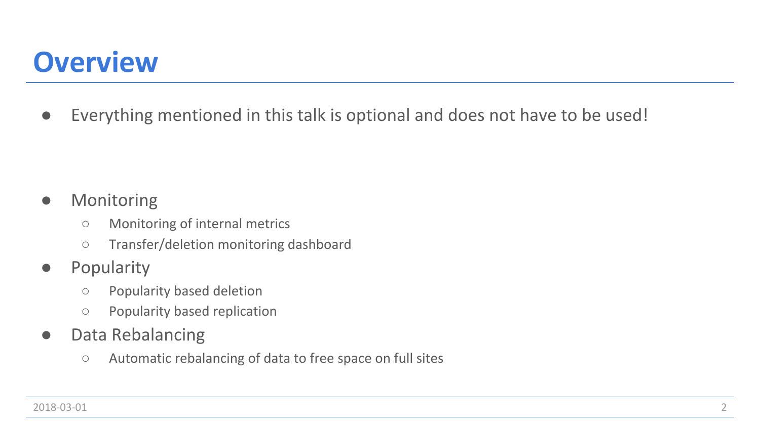# Overview

- Everything mentioned in this talk is optional and does not have to be used!

- Monitoring
  - Monitoring of internal metrics
  - Transfer/deletion monitoring dashboard
- Popularity
  - Popularity based deletion
  - Popularity based replication
- Data Rebalancing
  - Automatic rebalancing of data to free space on full sites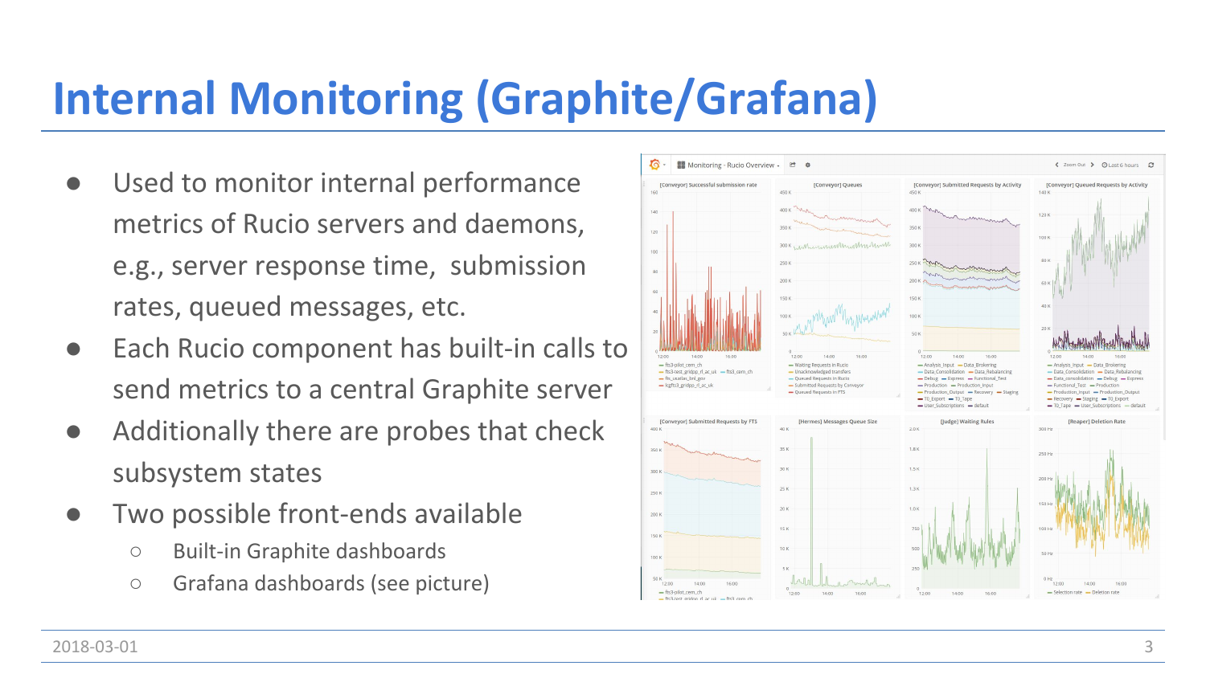# Internal Monitoring (Graphite/Grafana)

- Used to monitor internal performance metrics of Rucio servers and daemons, e.g., server response time, submission rates, queued messages, etc.
- Each Rucio component has built-in calls to send metrics to a central Graphite server
- Additionally there are probes that check subsystem states
- Two possible front-ends available
  - Built-in Graphite dashboards
  - Grafana dashboards (see picture)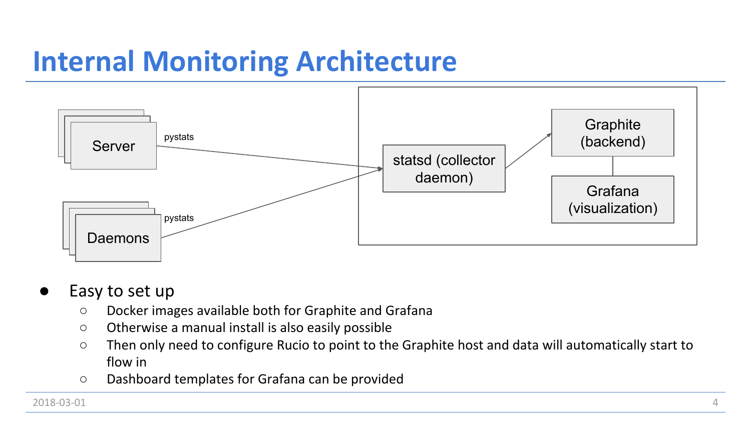# Internal Monitoring Architecture

Server — pystats → statsd (collector daemon)

Daemons — pystats → statsd (collector daemon)

statsd (collector daemon) → Graphite (backend)

Graphite (backend) — Grafana (visualization)

- Easy to set up
  - Docker images available both for Graphite and Grafana
  - Otherwise a manual install is also easily possible
  - Then only need to configure Rucio to point to the Graphite host and data will automatically start to flow in
  - Dashboard templates for Grafana can be provided

2018-03-01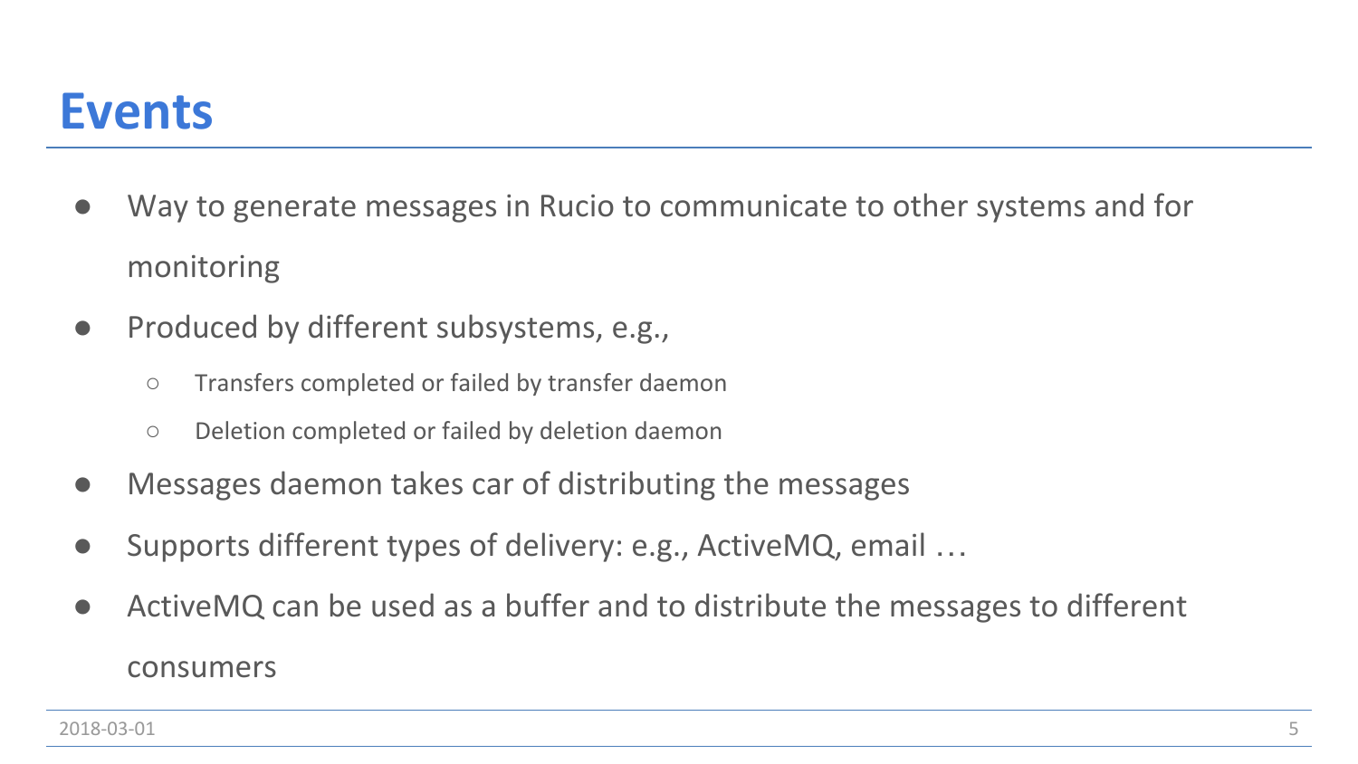# Events

- Way to generate messages in Rucio to communicate to other systems and for monitoring
- Produced by different subsystems, e.g.,
  - Transfers completed or failed by transfer daemon
  - Deletion completed or failed by deletion daemon
- Messages daemon takes car of distributing the messages
- Supports different types of delivery: e.g., ActiveMQ, email …
- ActiveMQ can be used as a buffer and to distribute the messages to different consumers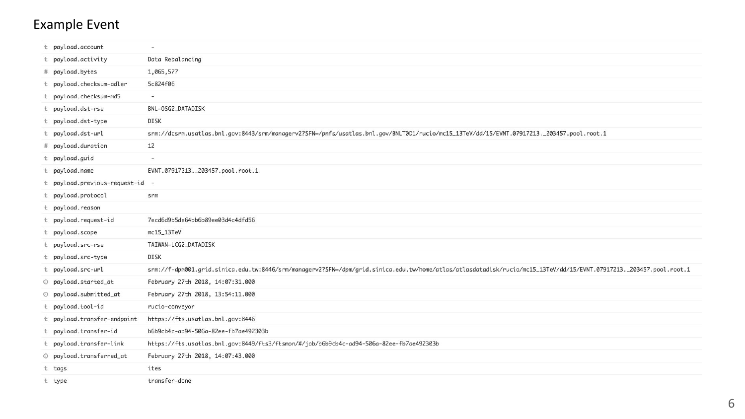# Example Event

| Type | Field | Value |
|---|---|---|
| t | payload.account | - |
| t | payload.activity | Data Rebalancing |
| # | payload.bytes | 1,065,577 |
| t | payload.checksum-adler | 5c824f06 |
| t | payload.checksum-md5 | - |
| t | payload.dst-rse | BNL-OSG2_DATADISK |
| t | payload.dst-type | DISK |
| t | payload.dst-url | srm://dcsrm.usatlas.bnl.gov:8443/srm/managerv2?SFN=/pnfs/usatlas.bnl.gov/BNLT0D1/rucio/mc15_13TeV/dd/15/EVNT.07917213._203457.pool.root.1 |
| # | payload.duration | 12 |
| t | payload.guid | - |
| t | payload.name | EVNT.07917213._203457.pool.root.1 |
| t | payload.previous-request-id | - |
| t | payload.protocol | srm |
| t | payload.reason | |
| t | payload.request-id | 7ecd6d9b5de64bb6b89ee03d4c4dfd56 |
| t | payload.scope | mc15_13TeV |
| t | payload.src-rse | TAIWAN-LCG2_DATADISK |
| t | payload.src-type | DISK |
| t | payload.src-url | srm://f-dpm001.grid.sinica.edu.tw:8446/srm/managerv2?SFN=/dpm/grid.sinica.edu.tw/home/atlas/atlasdatadisk/rucio/mc15_13TeV/dd/15/EVNT.07917213._203457.pool.root.1 |
| ⏱ | payload.started_at | February 27th 2018, 14:07:31.000 |
| ⏱ | payload.submitted_at | February 27th 2018, 13:54:11.000 |
| t | payload.tool-id | rucio-conveyor |
| t | payload.transfer-endpoint | https://fts.usatlas.bnl.gov:8446 |
| t | payload.transfer-id | b6b9cb4c-ad94-506a-82ee-fb7ae492303b |
| t | payload.transfer-link | https://fts.usatlas.bnl.gov:8449/fts3/ftsmon/#/job/b6b9cb4c-ad94-506a-82ee-fb7ae492303b |
| ⏱ | payload.transferred_at | February 27th 2018, 14:07:43.000 |
| t | tags | ites |
| t | type | transfer-done |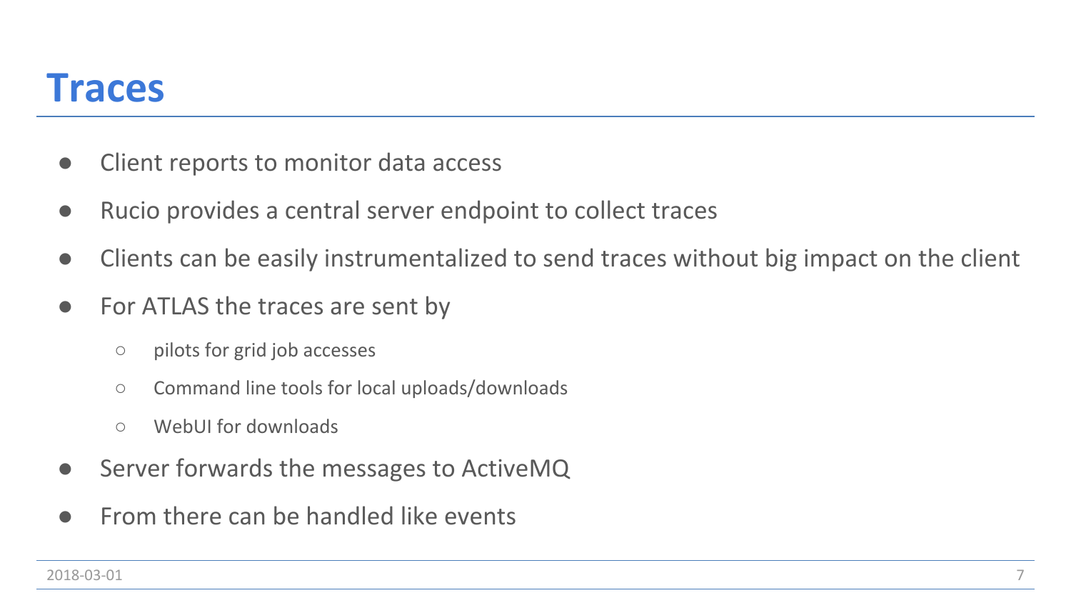# Traces

- Client reports to monitor data access
- Rucio provides a central server endpoint to collect traces
- Clients can be easily instrumentalized to send traces without big impact on the client
- For ATLAS the traces are sent by
  - pilots for grid job accesses
  - Command line tools for local uploads/downloads
  - WebUI for downloads
- Server forwards the messages to ActiveMQ
- From there can be handled like events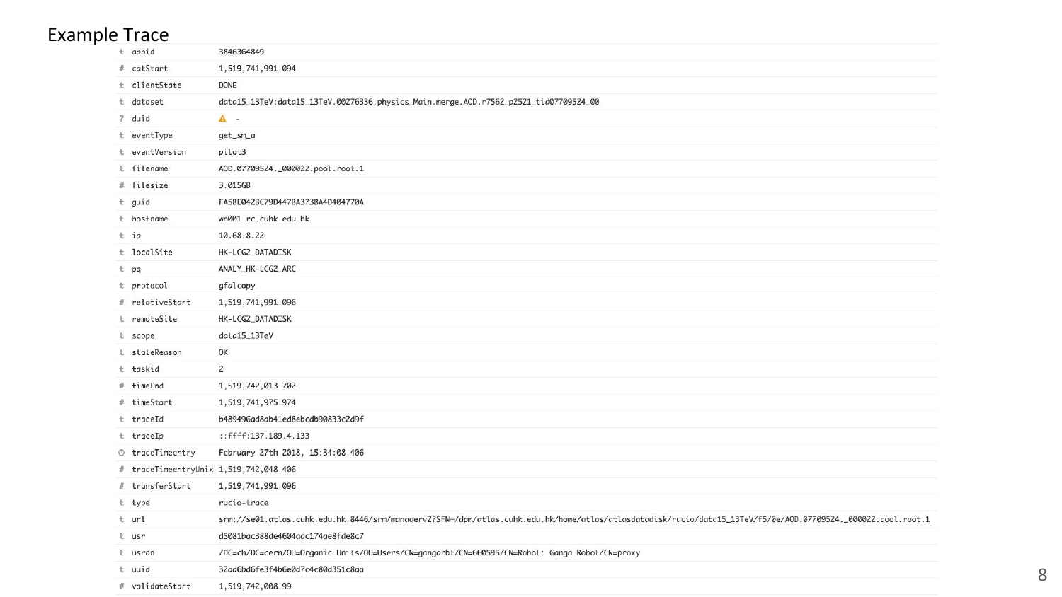# Example Trace

| | Field | Value |
|---|---|---|
| t | appid | 3846364849 |
| # | catStart | 1,519,741,991.094 |
| t | clientState | DONE |
| t | dataset | data15_13TeV:data15_13TeV.00276336.physics_Main.merge.AOD.r7562_p2521_tid07709524_00 |
| ? | duid | ⚠ - |
| t | eventType | get_sm_a |
| t | eventVersion | pilot3 |
| t | filename | AOD.07709524._000022.pool.root.1 |
| # | filesize | 3.015GB |
| t | guid | FA5BE042BC79D447BA373BA4D404770A |
| t | hostname | wn001.rc.cuhk.edu.hk |
| t | ip | 10.68.8.22 |
| t | localSite | HK-LCG2_DATADISK |
| t | pq | ANALY_HK-LCG2_ARC |
| t | protocol | gfalcopy |
| # | relativeStart | 1,519,741,991.096 |
| t | remoteSite | HK-LCG2_DATADISK |
| t | scope | data15_13TeV |
| t | stateReason | OK |
| t | taskid | 2 |
| # | timeEnd | 1,519,742,013.702 |
| # | timeStart | 1,519,741,975.974 |
| t | traceId | b489496ad8ab41ed8ebcdb90833c2d9f |
| t | traceIp | ::ffff:137.189.4.133 |
| ⊙ | traceTimeentry | February 27th 2018, 15:34:08.406 |
| # | traceTimeentryUnix | 1,519,742,048.406 |
| # | transferStart | 1,519,741,991.096 |
| t | type | rucio-trace |
| t | url | srm://se01.atlas.cuhk.edu.hk:8446/srm/managerv2?SFN=/dpm/atlas.cuhk.edu.hk/home/atlas/atlasdatadisk/rucio/data15_13TeV/f5/0e/AOD.07709524._000022.pool.root.1 |
| t | usr | d5081bac388de4604adc174ae8fde8c7 |
| t | usrdn | /DC=ch/DC=cern/OU=Organic Units/OU=Users/CN=gangarbt/CN=660595/CN=Robot: Ganga Robot/CN=proxy |
| t | uuid | 32ad6bd6fe3f4b6e0d7c4c80d351c8aa |
| # | validateStart | 1,519,742,008.99 |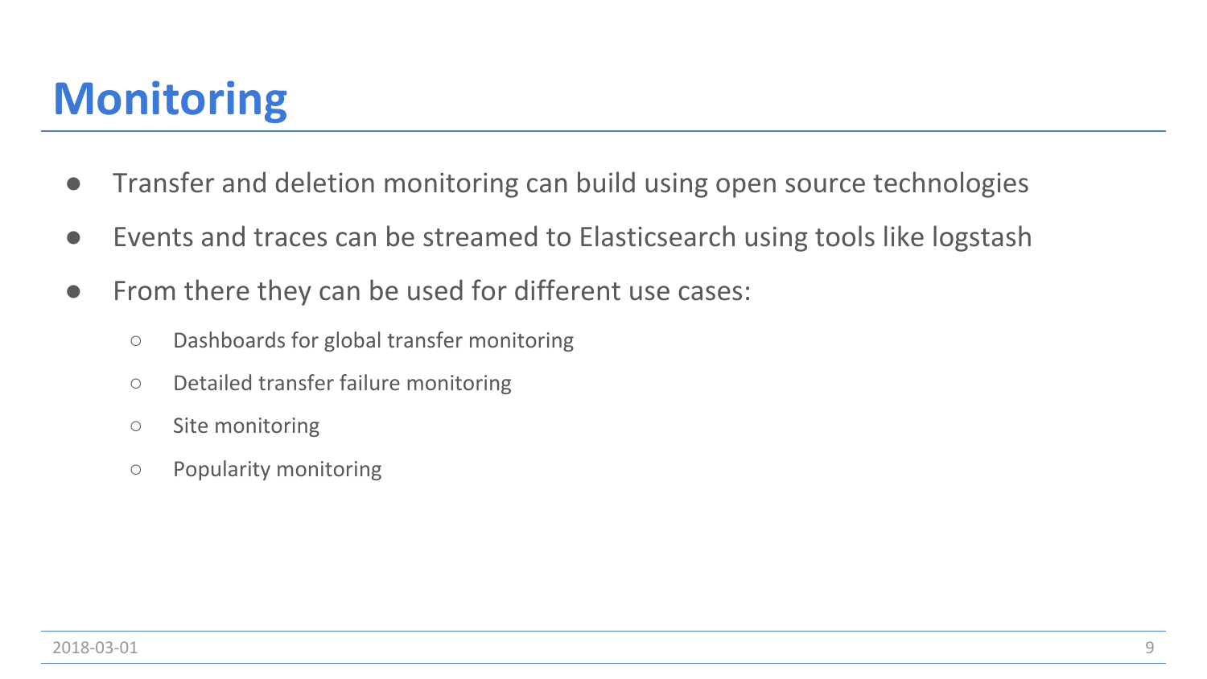# Monitoring

- Transfer and deletion monitoring can build using open source technologies
- Events and traces can be streamed to Elasticsearch using tools like logstash
- From there they can be used for different use cases:
  - Dashboards for global transfer monitoring
  - Detailed transfer failure monitoring
  - Site monitoring
  - Popularity monitoring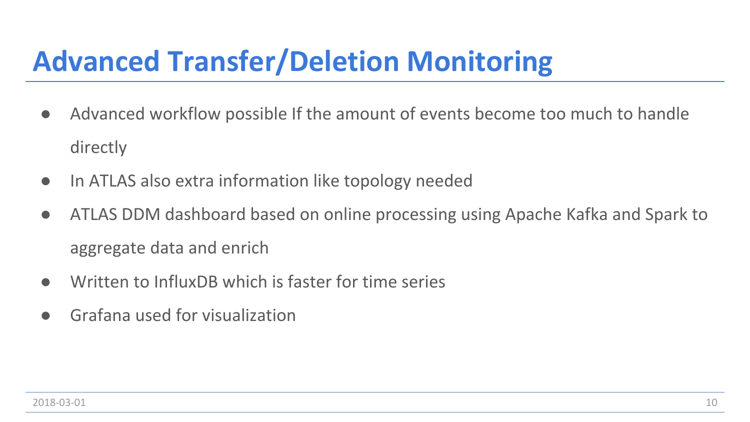# Advanced Transfer/Deletion Monitoring

- Advanced workflow possible If the amount of events become too much to handle directly
- In ATLAS also extra information like topology needed
- ATLAS DDM dashboard based on online processing using Apache Kafka and Spark to aggregate data and enrich
- Written to InfluxDB which is faster for time series
- Grafana used for visualization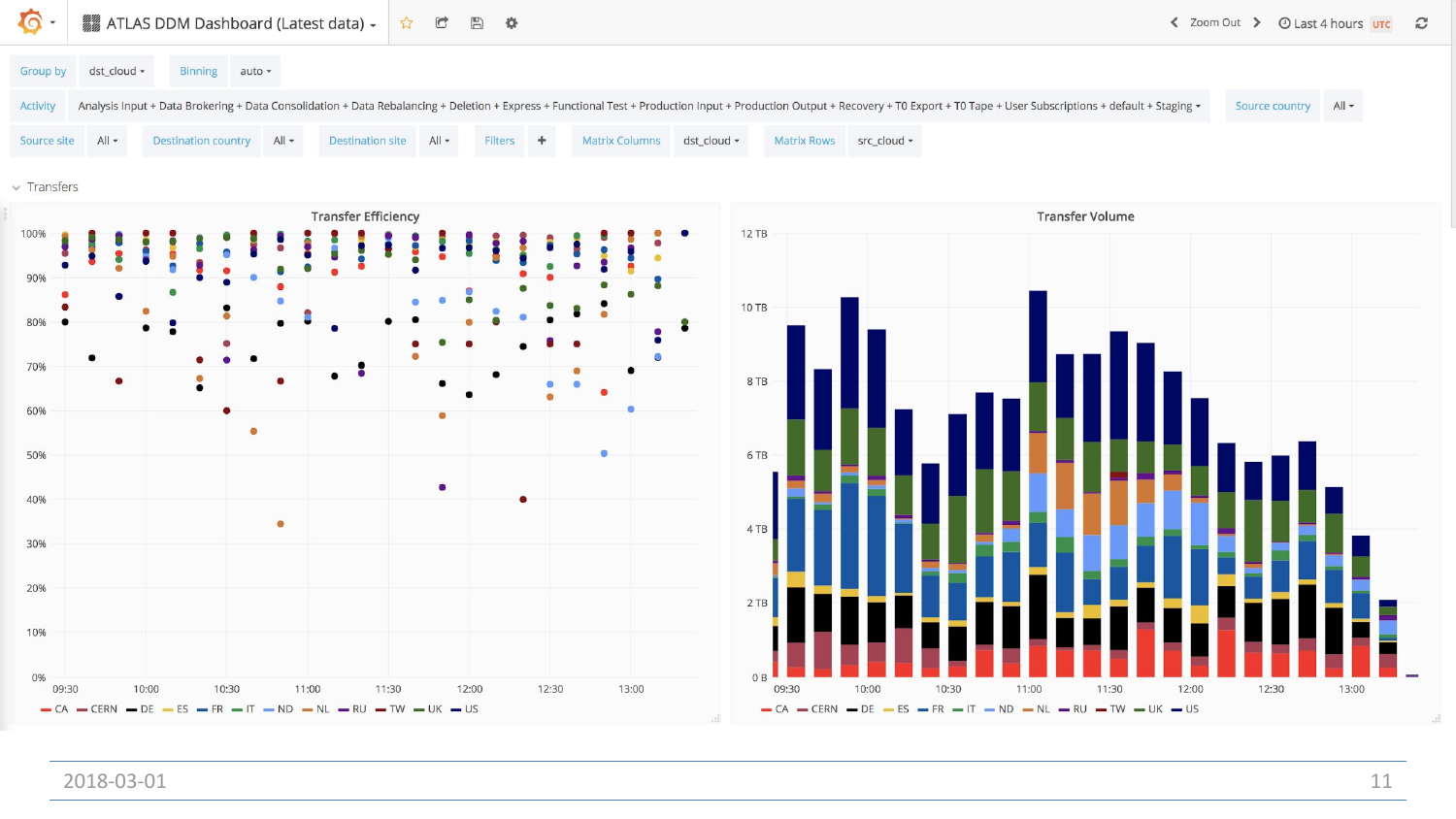ATLAS DDM Dashboard (Latest data)

Zoom Out | Last 4 hours UTC

Group by: dst_cloud | Binning: auto

Activity: Analysis Input + Data Brokering + Data Consolidation + Data Rebalancing + Deletion + Express + Functional Test + Production Input + Production Output + Recovery + T0 Export + T0 Tape + User Subscriptions + default + Staging | Source country: All

Source site: All | Destination country: All | Destination site: All | Filters | + | Matrix Columns: dst_cloud | Matrix Rows: src_cloud

Transfers

**Transfer Efficiency**

**Transfer Volume**

CA, CERN, DE, ES, FR, IT, ND, NL, RU, TW, UK, US

2018-03-01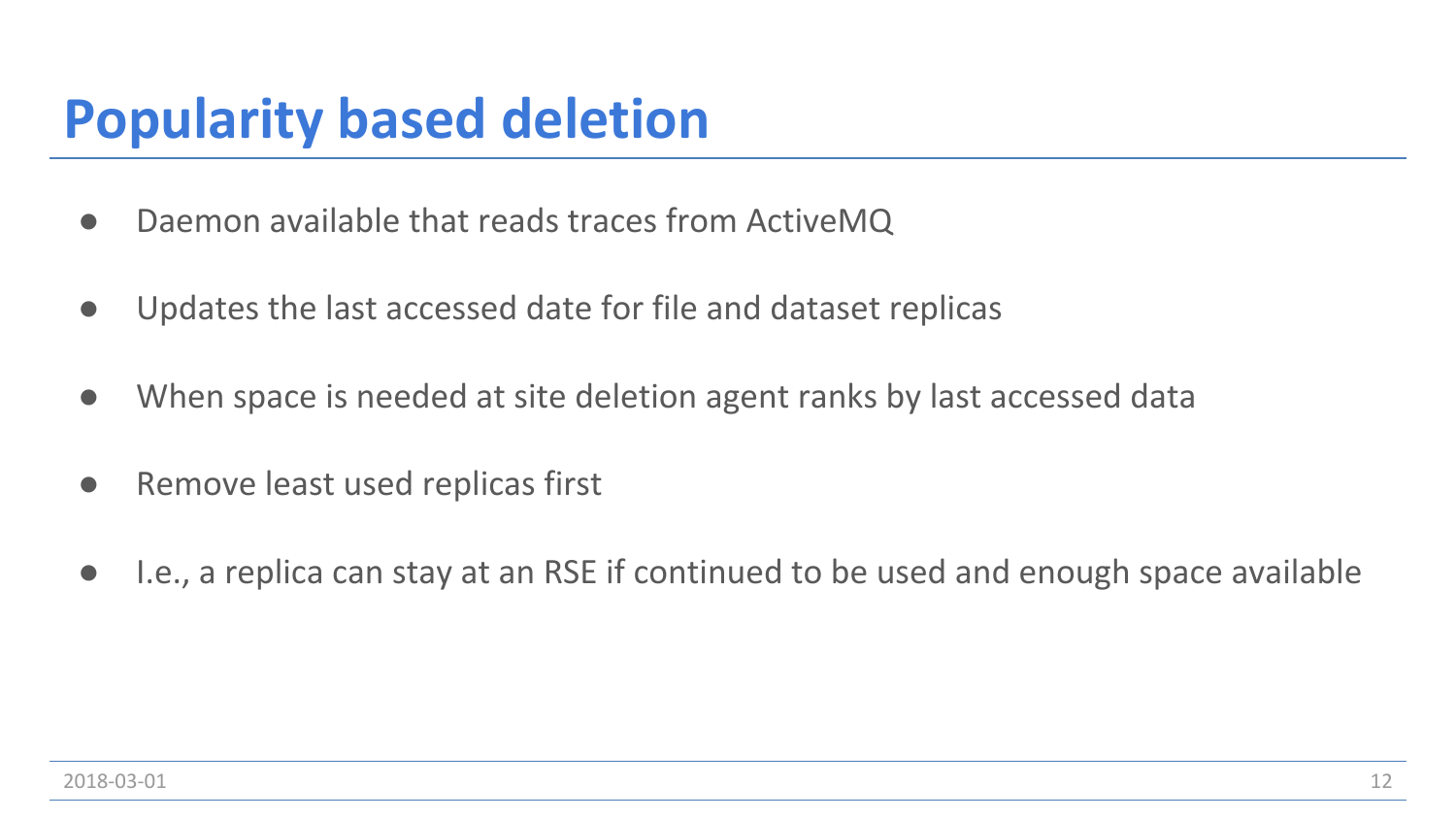# Popularity based deletion

- Daemon available that reads traces from ActiveMQ
- Updates the last accessed date for file and dataset replicas
- When space is needed at site deletion agent ranks by last accessed data
- Remove least used replicas first
- I.e., a replica can stay at an RSE if continued to be used and enough space available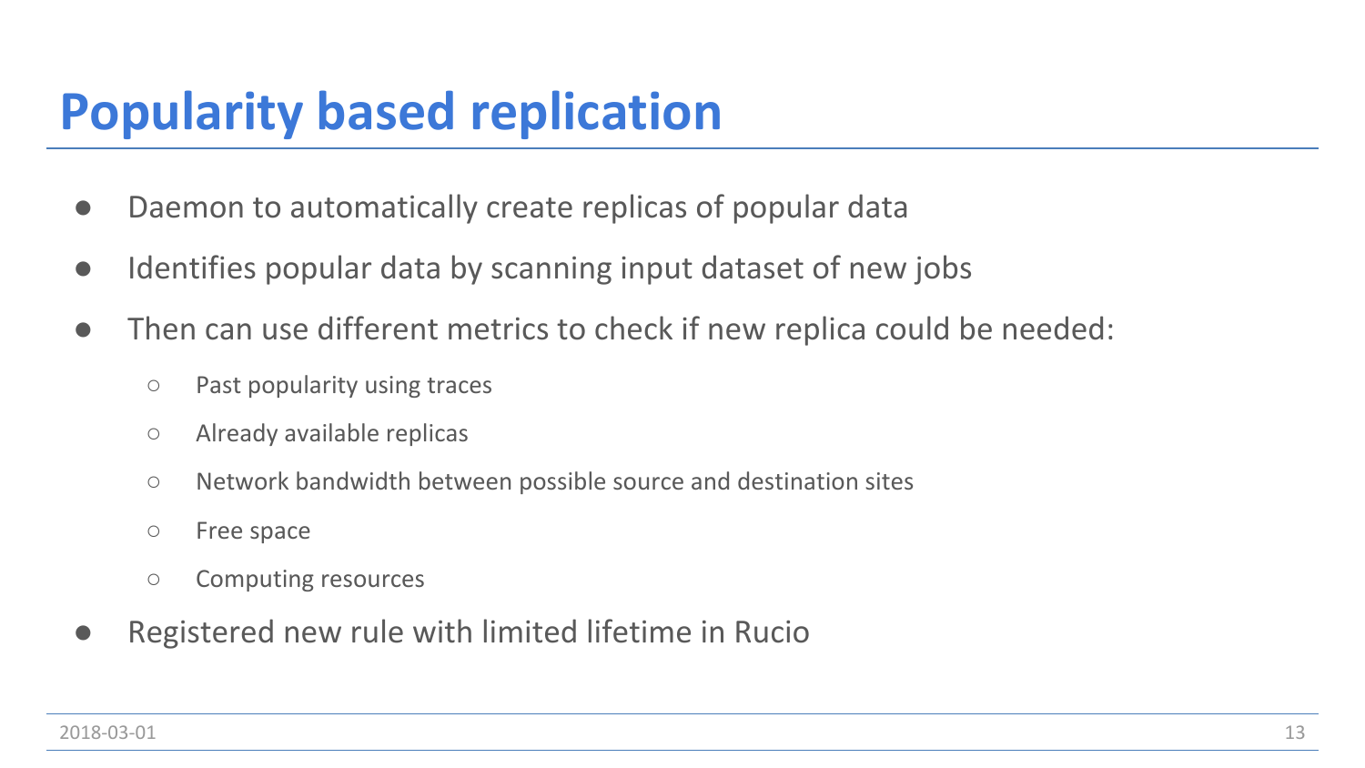# Popularity based replication

- Daemon to automatically create replicas of popular data
- Identifies popular data by scanning input dataset of new jobs
- Then can use different metrics to check if new replica could be needed:
  - Past popularity using traces
  - Already available replicas
  - Network bandwidth between possible source and destination sites
  - Free space
  - Computing resources
- Registered new rule with limited lifetime in Rucio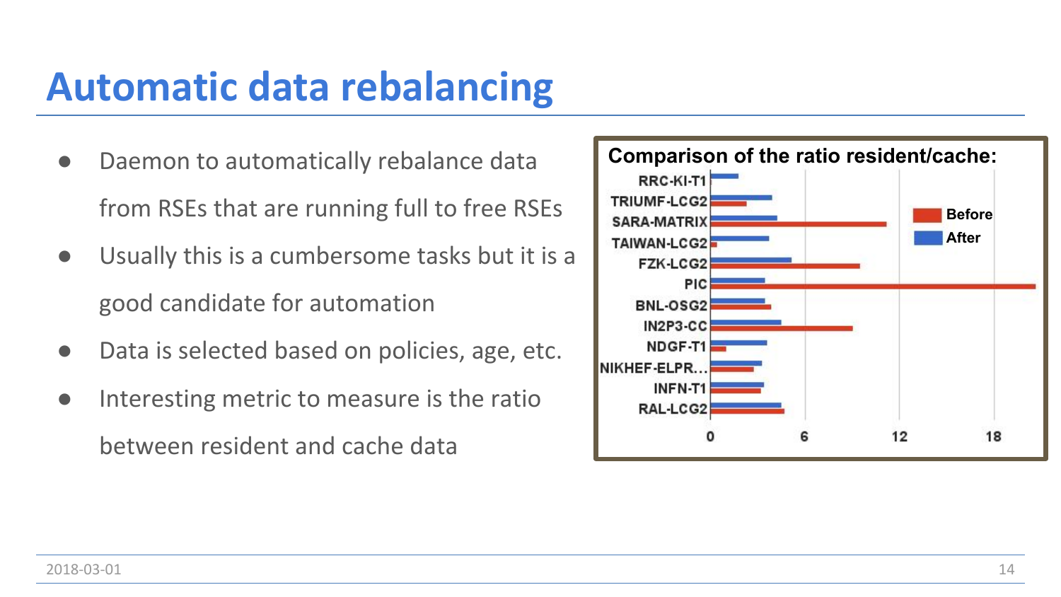# Automatic data rebalancing

- Daemon to automatically rebalance data from RSEs that are running full to free RSEs
- Usually this is a cumbersome tasks but it is a good candidate for automation
- Data is selected based on policies, age, etc.
- Interesting metric to measure is the ratio between resident and cache data

**Comparison of the ratio resident/cache:**

RRC-KI-T1, TRIUMF-LCG2, SARA-MATRIX, TAIWAN-LCG2, FZK-LCG2, PIC, BNL-OSG2, IN2P3-CC, NDGF-T1, NIKHEF-ELPR..., INFN-T1, RAL-LCG2

Before / After

0, 6, 12, 18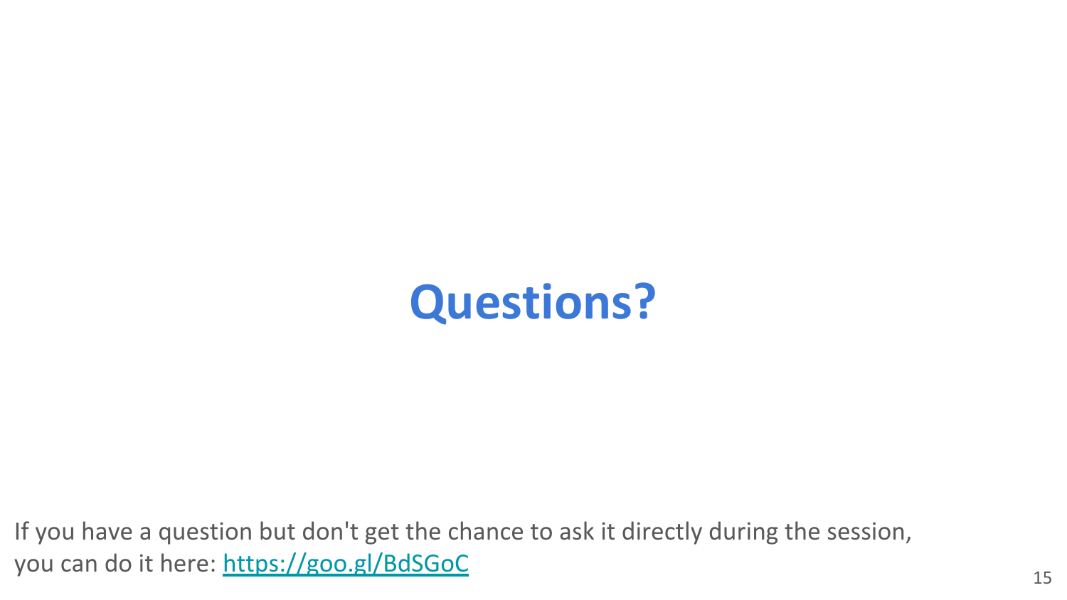# Questions?

If you have a question but don't get the chance to ask it directly during the session, you can do it here: [https://goo.gl/BdSGoC](https://goo.gl/BdSGoC)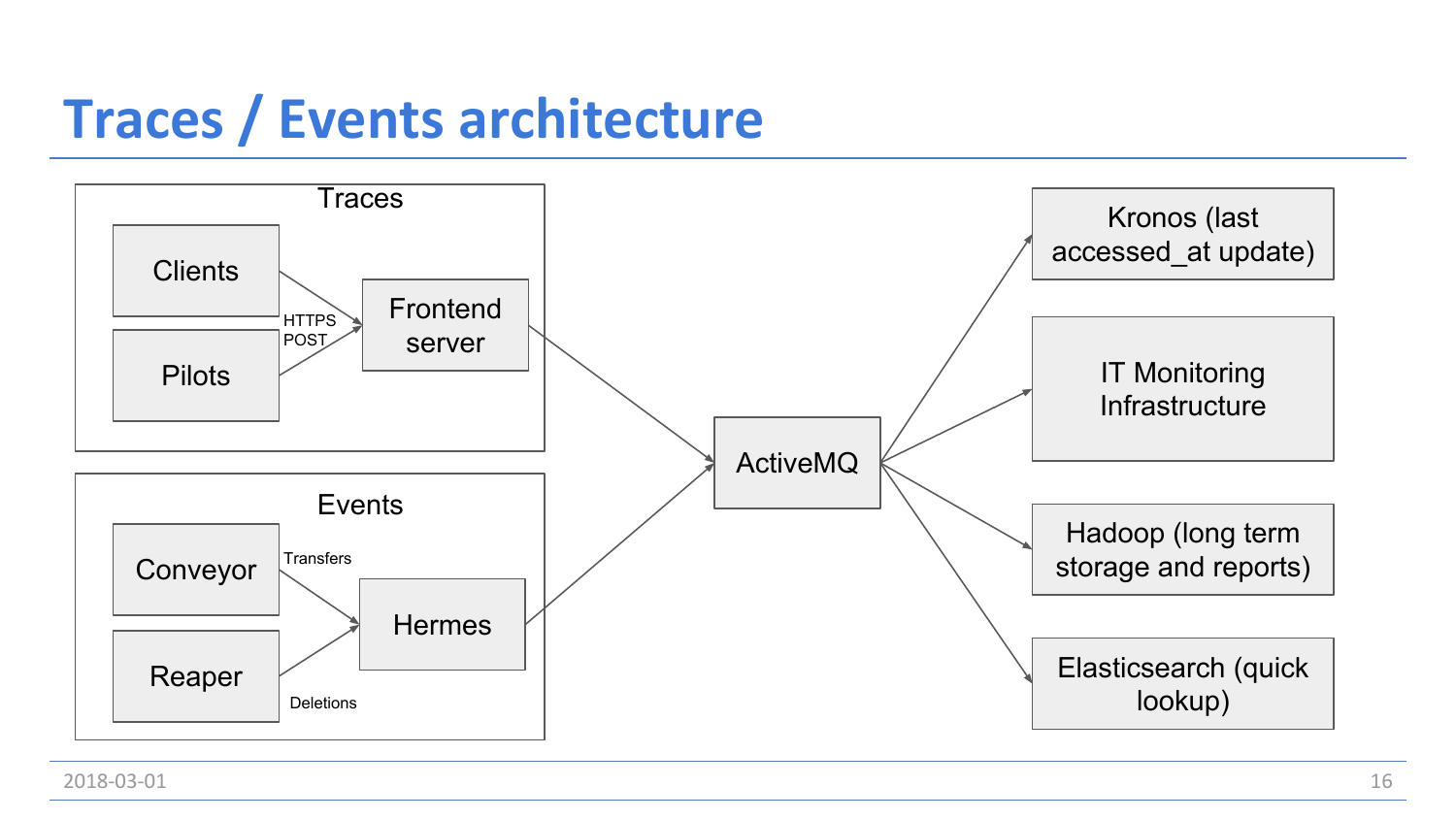# Traces / Events architecture

**Traces**

- Clients
- Pilots
- HTTPS POST
- Frontend server

**Events**

- Conveyor
- Reaper
- Transfers
- Deletions
- Hermes

ActiveMQ

- Kronos (last accessed_at update)
- IT Monitoring Infrastructure
- Hadoop (long term storage and reports)
- Elasticsearch (quick lookup)

2018-03-01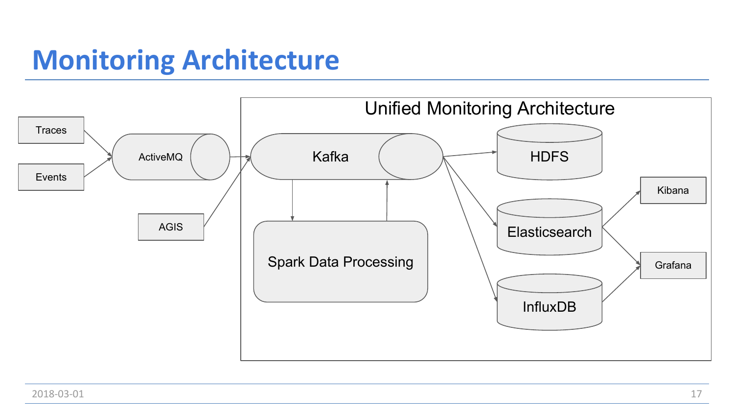# Monitoring Architecture

Unified Monitoring Architecture

Traces

Events

ActiveMQ

AGIS

Kafka

Spark Data Processing

HDFS

Elasticsearch

InfluxDB

Kibana

Grafana